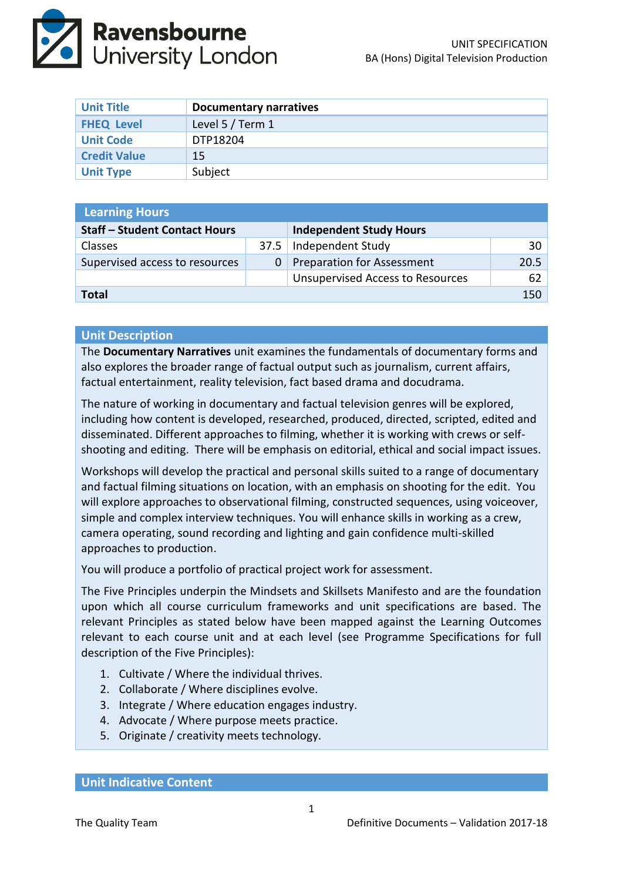UNIT SPECIFICATION
BA (Hons) Digital Television Production

| | |
|---|---|
| **Unit Title** | **Documentary narratives** |
| **FHEQ Level** | Level 5 / Term 1 |
| **Unit Code** | DTP18204 |
| **Credit Value** | 15 |
| **Unit Type** | Subject |

| Learning Hours | | | |
|---|---|---|---|
| **Staff – Student Contact Hours** | | **Independent Study Hours** | |
| Classes | 37.5 | Independent Study | 30 |
| Supervised access to resources | 0 | Preparation for Assessment | 20.5 |
| | | Unsupervised Access to Resources | 62 |
| **Total** | | | 150 |

## Unit Description

The **Documentary Narratives** unit examines the fundamentals of documentary forms and also explores the broader range of factual output such as journalism, current affairs, factual entertainment, reality television, fact based drama and docudrama.

The nature of working in documentary and factual television genres will be explored, including how content is developed, researched, produced, directed, scripted, edited and disseminated. Different approaches to filming, whether it is working with crews or self-shooting and editing. There will be emphasis on editorial, ethical and social impact issues.

Workshops will develop the practical and personal skills suited to a range of documentary and factual filming situations on location, with an emphasis on shooting for the edit. You will explore approaches to observational filming, constructed sequences, using voiceover, simple and complex interview techniques. You will enhance skills in working as a crew, camera operating, sound recording and lighting and gain confidence multi-skilled approaches to production.

You will produce a portfolio of practical project work for assessment.

The Five Principles underpin the Mindsets and Skillsets Manifesto and are the foundation upon which all course curriculum frameworks and unit specifications are based. The relevant Principles as stated below have been mapped against the Learning Outcomes relevant to each course unit and at each level (see Programme Specifications for full description of the Five Principles):

1. Cultivate / Where the individual thrives.
2. Collaborate / Where disciplines evolve.
3. Integrate / Where education engages industry.
4. Advocate / Where purpose meets practice.
5. Originate / creativity meets technology.

## Unit Indicative Content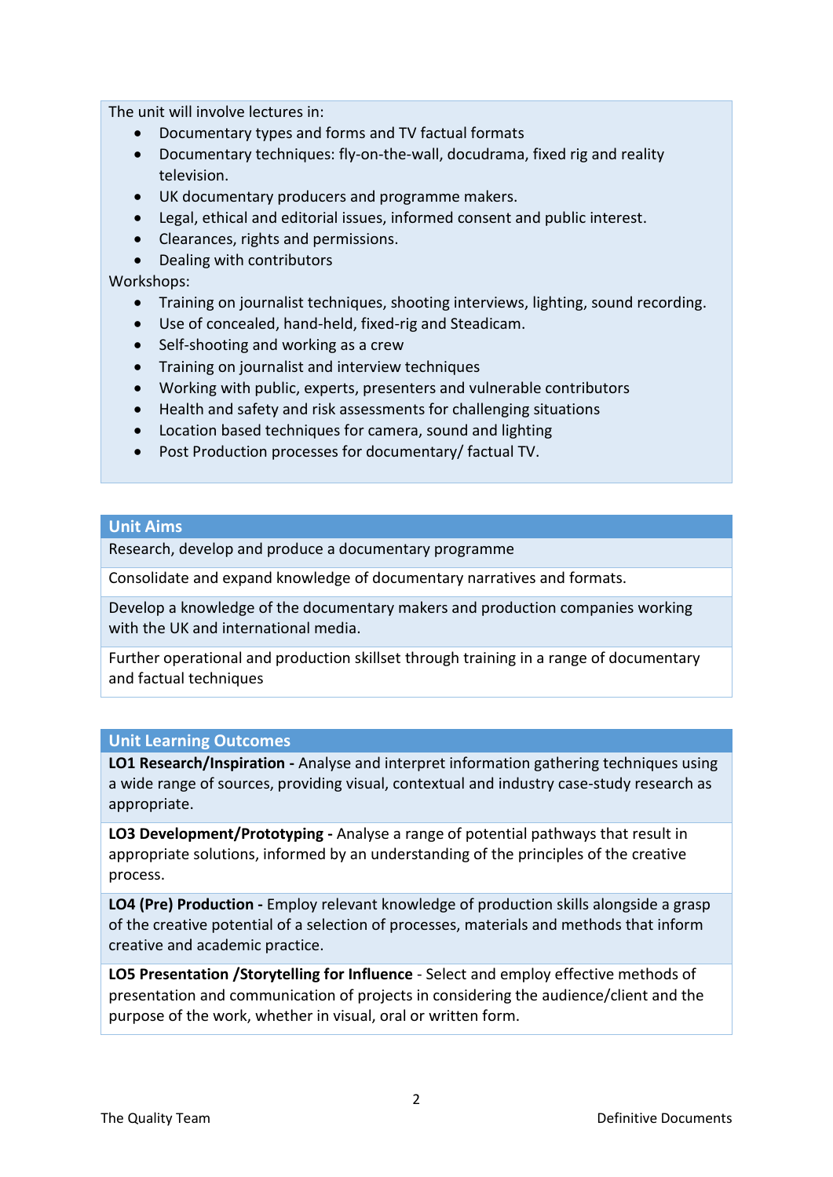The unit will involve lectures in:

- Documentary types and forms and TV factual formats
- Documentary techniques: fly-on-the-wall, docudrama, fixed rig and reality television.
- UK documentary producers and programme makers.
- Legal, ethical and editorial issues, informed consent and public interest.
- Clearances, rights and permissions.
- Dealing with contributors

Workshops:

- Training on journalist techniques, shooting interviews, lighting, sound recording.
- Use of concealed, hand-held, fixed-rig and Steadicam.
- Self-shooting and working as a crew
- Training on journalist and interview techniques
- Working with public, experts, presenters and vulnerable contributors
- Health and safety and risk assessments for challenging situations
- Location based techniques for camera, sound and lighting
- Post Production processes for documentary/ factual TV.

| Unit Aims |
| --- |
| Research, develop and produce a documentary programme |
| Consolidate and expand knowledge of documentary narratives and formats. |
| Develop a knowledge of the documentary makers and production companies working with the UK and international media. |
| Further operational and production skillset through training in a range of documentary and factual techniques |

| Unit Learning Outcomes |
| --- |
| **LO1 Research/Inspiration -** Analyse and interpret information gathering techniques using a wide range of sources, providing visual, contextual and industry case-study research as appropriate. |
| **LO3 Development/Prototyping -** Analyse a range of potential pathways that result in appropriate solutions, informed by an understanding of the principles of the creative process. |
| **LO4 (Pre) Production -** Employ relevant knowledge of production skills alongside a grasp of the creative potential of a selection of processes, materials and methods that inform creative and academic practice. |
| **LO5 Presentation /Storytelling for Influence** - Select and employ effective methods of presentation and communication of projects in considering the audience/client and the purpose of the work, whether in visual, oral or written form. |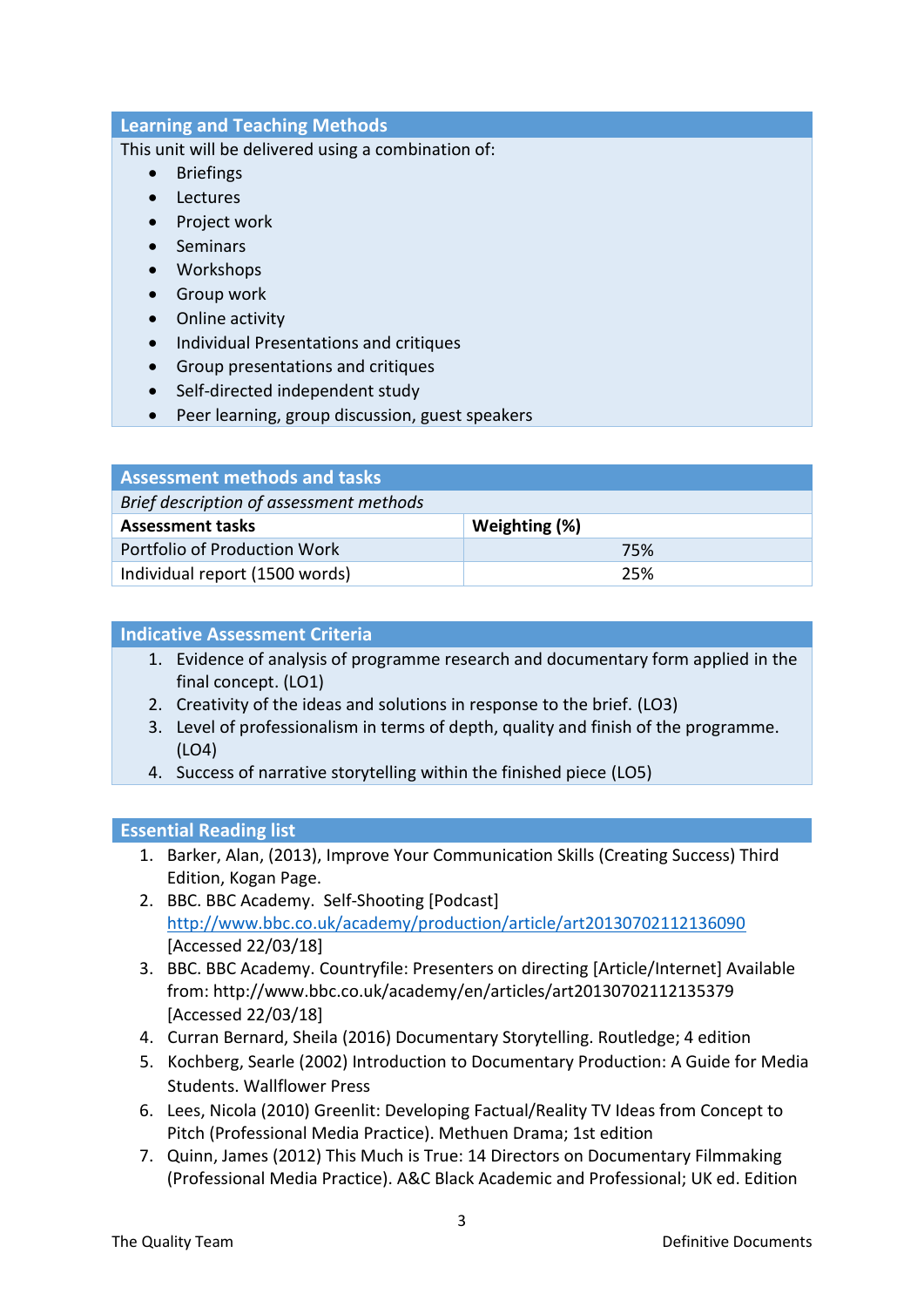## Learning and Teaching Methods

This unit will be delivered using a combination of:

- Briefings
- Lectures
- Project work
- Seminars
- Workshops
- Group work
- Online activity
- Individual Presentations and critiques
- Group presentations and critiques
- Self-directed independent study
- Peer learning, group discussion, guest speakers

## Assessment methods and tasks

*Brief description of assessment methods*

| Assessment tasks | Weighting (%) |
| --- | --- |
| Portfolio of Production Work | 75% |
| Individual report (1500 words) | 25% |

## Indicative Assessment Criteria

1. Evidence of analysis of programme research and documentary form applied in the final concept. (LO1)
2. Creativity of the ideas and solutions in response to the brief. (LO3)
3. Level of professionalism in terms of depth, quality and finish of the programme. (LO4)
4. Success of narrative storytelling within the finished piece (LO5)

## Essential Reading list

1. Barker, Alan, (2013), Improve Your Communication Skills (Creating Success) Third Edition, Kogan Page.
2. BBC. BBC Academy. Self-Shooting [Podcast] http://www.bbc.co.uk/academy/production/article/art20130702112136090 [Accessed 22/03/18]
3. BBC. BBC Academy. Countryfile: Presenters on directing [Article/Internet] Available from: http://www.bbc.co.uk/academy/en/articles/art20130702112135379 [Accessed 22/03/18]
4. Curran Bernard, Sheila (2016) Documentary Storytelling. Routledge; 4 edition
5. Kochberg, Searle (2002) Introduction to Documentary Production: A Guide for Media Students. Wallflower Press
6. Lees, Nicola (2010) Greenlit: Developing Factual/Reality TV Ideas from Concept to Pitch (Professional Media Practice). Methuen Drama; 1st edition
7. Quinn, James (2012) This Much is True: 14 Directors on Documentary Filmmaking (Professional Media Practice). A&C Black Academic and Professional; UK ed. Edition